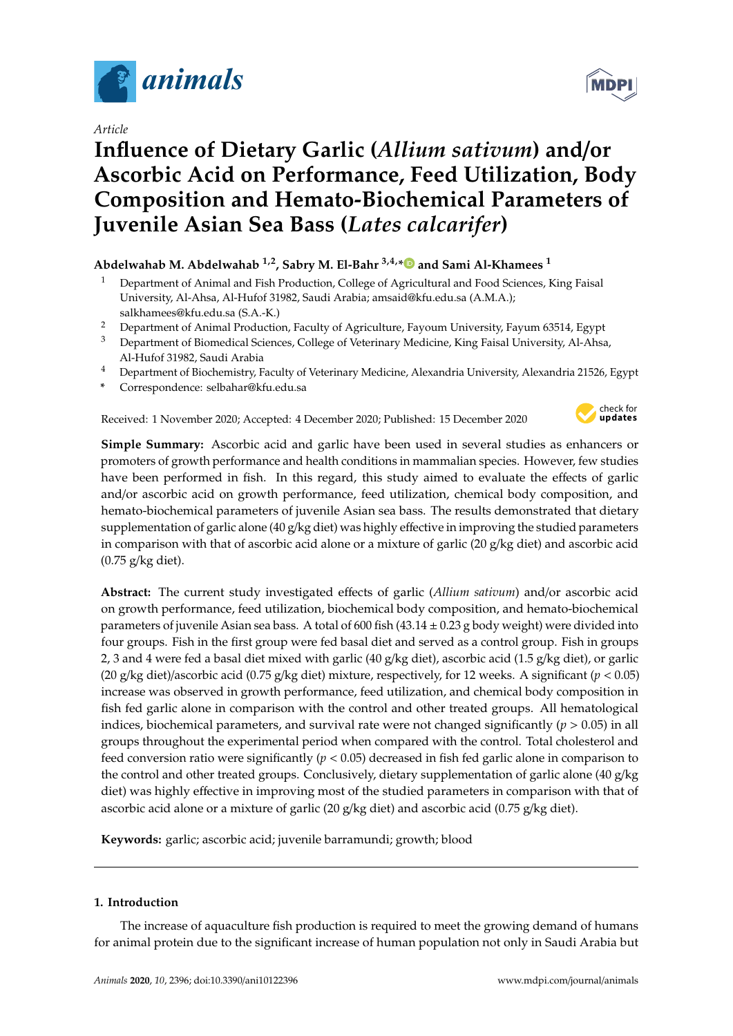Article

# Influence of Dietary Garlic (*Allium sativum*) and/or Ascorbic Acid on Performance, Feed Utilization, Body Composition and Hemato-Biochemical Parameters of Juvenile Asian Sea Bass (*Lates calcarifer*)

**Abdelwahab M. Abdelwahab [1,2], Sabry M. El-Bahr [3,4,*] and Sami Al-Khamees [1]**

[1] Department of Animal and Fish Production, College of Agricultural and Food Sciences, King Faisal University, Al-Ahsa, Al-Hufof 31982, Saudi Arabia; amsaid@kfu.edu.sa (A.M.A.); salkhamees@kfu.edu.sa (S.A.-K.)

[2] Department of Animal Production, Faculty of Agriculture, Fayoum University, Fayum 63514, Egypt

[3] Department of Biomedical Sciences, College of Veterinary Medicine, King Faisal University, Al-Ahsa, Al-Hufof 31982, Saudi Arabia

[4] Department of Biochemistry, Faculty of Veterinary Medicine, Alexandria University, Alexandria 21526, Egypt

\* Correspondence: selbahar@kfu.edu.sa

Received: 1 November 2020; Accepted: 4 December 2020; Published: 15 December 2020

**Simple Summary:** Ascorbic acid and garlic have been used in several studies as enhancers or promoters of growth performance and health conditions in mammalian species. However, few studies have been performed in fish. In this regard, this study aimed to evaluate the effects of garlic and/or ascorbic acid on growth performance, feed utilization, chemical body composition, and hemato-biochemical parameters of juvenile Asian sea bass. The results demonstrated that dietary supplementation of garlic alone (40 g/kg diet) was highly effective in improving the studied parameters in comparison with that of ascorbic acid alone or a mixture of garlic (20 g/kg diet) and ascorbic acid (0.75 g/kg diet).

**Abstract:** The current study investigated effects of garlic (*Allium sativum*) and/or ascorbic acid on growth performance, feed utilization, biochemical body composition, and hemato-biochemical parameters of juvenile Asian sea bass. A total of 600 fish (43.14 ± 0.23 g body weight) were divided into four groups. Fish in the first group were fed basal diet and served as a control group. Fish in groups 2, 3 and 4 were fed a basal diet mixed with garlic (40 g/kg diet), ascorbic acid (1.5 g/kg diet), or garlic (20 g/kg diet)/ascorbic acid (0.75 g/kg diet) mixture, respectively, for 12 weeks. A significant ($p < 0.05$) increase was observed in growth performance, feed utilization, and chemical body composition in fish fed garlic alone in comparison with the control and other treated groups. All hematological indices, biochemical parameters, and survival rate were not changed significantly ($p > 0.05$) in all groups throughout the experimental period when compared with the control. Total cholesterol and feed conversion ratio were significantly ($p < 0.05$) decreased in fish fed garlic alone in comparison to the control and other treated groups. Conclusively, dietary supplementation of garlic alone (40 g/kg diet) was highly effective in improving most of the studied parameters in comparison with that of ascorbic acid alone or a mixture of garlic (20 g/kg diet) and ascorbic acid (0.75 g/kg diet).

**Keywords:** garlic; ascorbic acid; juvenile barramundi; growth; blood

## 1. Introduction

The increase of aquaculture fish production is required to meet the growing demand of humans for animal protein due to the significant increase of human population not only in Saudi Arabia but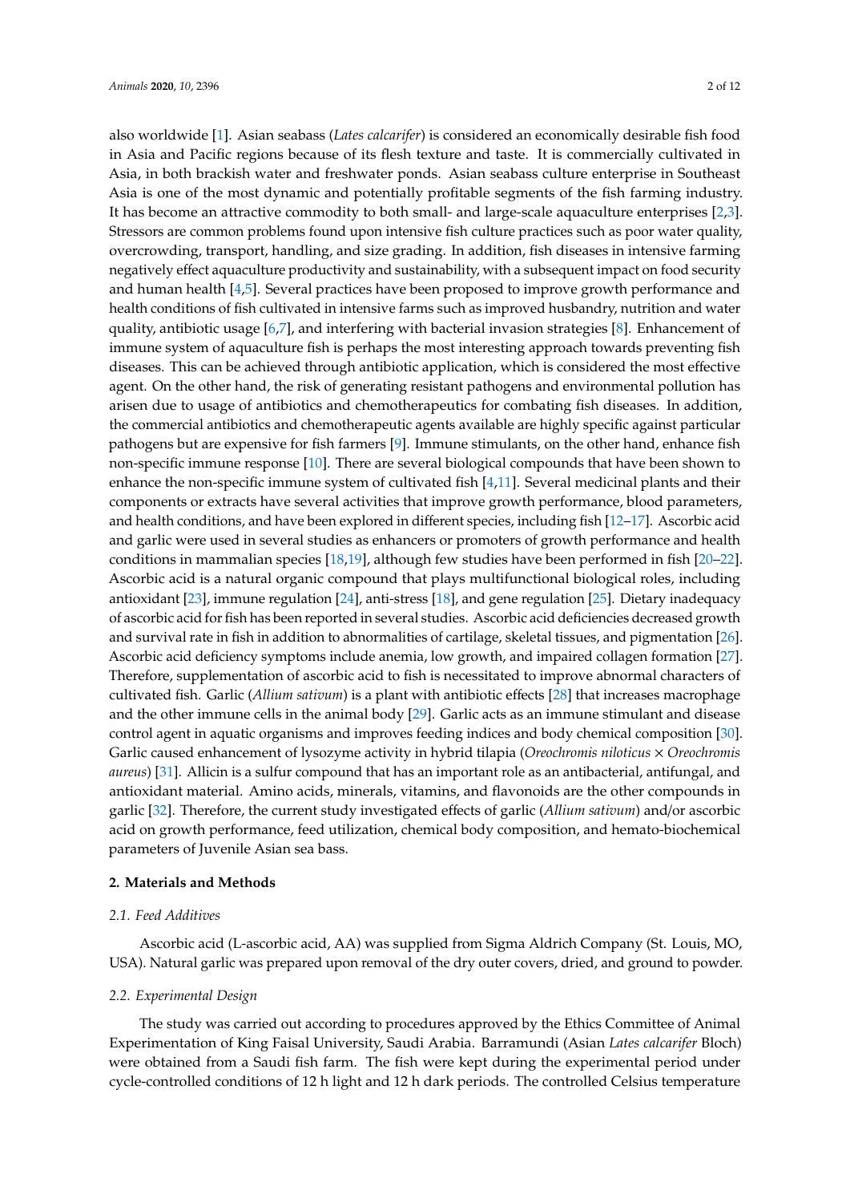also worldwide [1]. Asian seabass (*Lates calcarifer*) is considered an economically desirable fish food in Asia and Pacific regions because of its flesh texture and taste. It is commercially cultivated in Asia, in both brackish water and freshwater ponds. Asian seabass culture enterprise in Southeast Asia is one of the most dynamic and potentially profitable segments of the fish farming industry. It has become an attractive commodity to both small- and large-scale aquaculture enterprises [2,3]. Stressors are common problems found upon intensive fish culture practices such as poor water quality, overcrowding, transport, handling, and size grading. In addition, fish diseases in intensive farming negatively effect aquaculture productivity and sustainability, with a subsequent impact on food security and human health [4,5]. Several practices have been proposed to improve growth performance and health conditions of fish cultivated in intensive farms such as improved husbandry, nutrition and water quality, antibiotic usage [6,7], and interfering with bacterial invasion strategies [8]. Enhancement of immune system of aquaculture fish is perhaps the most interesting approach towards preventing fish diseases. This can be achieved through antibiotic application, which is considered the most effective agent. On the other hand, the risk of generating resistant pathogens and environmental pollution has arisen due to usage of antibiotics and chemotherapeutics for combating fish diseases. In addition, the commercial antibiotics and chemotherapeutic agents available are highly specific against particular pathogens but are expensive for fish farmers [9]. Immune stimulants, on the other hand, enhance fish non-specific immune response [10]. There are several biological compounds that have been shown to enhance the non-specific immune system of cultivated fish [4,11]. Several medicinal plants and their components or extracts have several activities that improve growth performance, blood parameters, and health conditions, and have been explored in different species, including fish [12–17]. Ascorbic acid and garlic were used in several studies as enhancers or promoters of growth performance and health conditions in mammalian species [18,19], although few studies have been performed in fish [20–22]. Ascorbic acid is a natural organic compound that plays multifunctional biological roles, including antioxidant [23], immune regulation [24], anti-stress [18], and gene regulation [25]. Dietary inadequacy of ascorbic acid for fish has been reported in several studies. Ascorbic acid deficiencies decreased growth and survival rate in fish in addition to abnormalities of cartilage, skeletal tissues, and pigmentation [26]. Ascorbic acid deficiency symptoms include anemia, low growth, and impaired collagen formation [27]. Therefore, supplementation of ascorbic acid to fish is necessitated to improve abnormal characters of cultivated fish. Garlic (*Allium sativum*) is a plant with antibiotic effects [28] that increases macrophage and the other immune cells in the animal body [29]. Garlic acts as an immune stimulant and disease control agent in aquatic organisms and improves feeding indices and body chemical composition [30]. Garlic caused enhancement of lysozyme activity in hybrid tilapia (*Oreochromis niloticus* × *Oreochromis aureus*) [31]. Allicin is a sulfur compound that has an important role as an antibacterial, antifungal, and antioxidant material. Amino acids, minerals, vitamins, and flavonoids are the other compounds in garlic [32]. Therefore, the current study investigated effects of garlic (*Allium sativum*) and/or ascorbic acid on growth performance, feed utilization, chemical body composition, and hemato-biochemical parameters of Juvenile Asian sea bass.

## 2. Materials and Methods

### 2.1. Feed Additives

Ascorbic acid (L-ascorbic acid, AA) was supplied from Sigma Aldrich Company (St. Louis, MO, USA). Natural garlic was prepared upon removal of the dry outer covers, dried, and ground to powder.

### 2.2. Experimental Design

The study was carried out according to procedures approved by the Ethics Committee of Animal Experimentation of King Faisal University, Saudi Arabia. Barramundi (Asian *Lates calcarifer* Bloch) were obtained from a Saudi fish farm. The fish were kept during the experimental period under cycle-controlled conditions of 12 h light and 12 h dark periods. The controlled Celsius temperature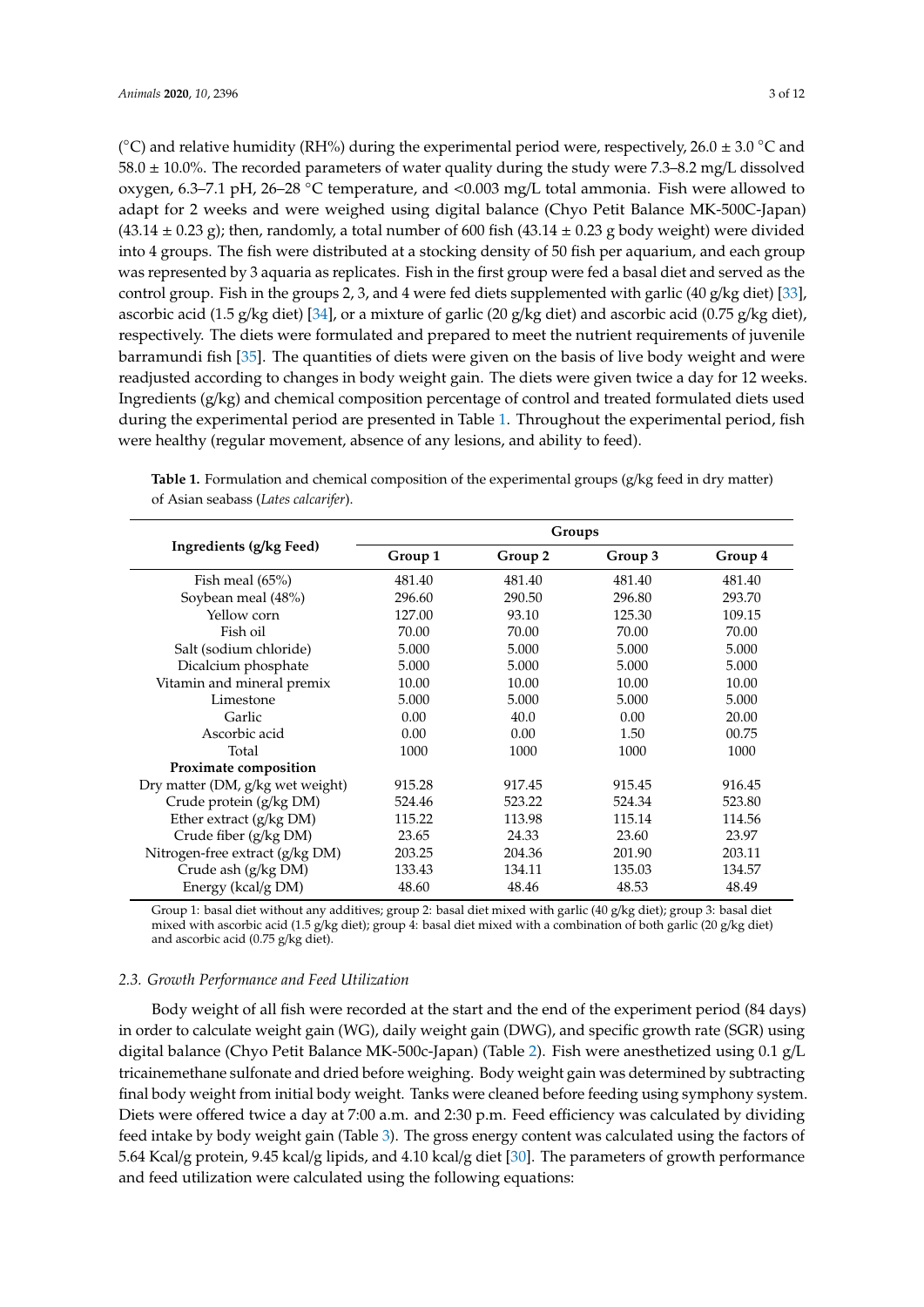(°C) and relative humidity (RH%) during the experimental period were, respectively, 26.0 ± 3.0 °C and 58.0 ± 10.0%. The recorded parameters of water quality during the study were 7.3–8.2 mg/L dissolved oxygen, 6.3–7.1 pH, 26–28 °C temperature, and <0.003 mg/L total ammonia. Fish were allowed to adapt for 2 weeks and were weighed using digital balance (Chyo Petit Balance MK-500C-Japan) (43.14 ± 0.23 g); then, randomly, a total number of 600 fish (43.14 ± 0.23 g body weight) were divided into 4 groups. The fish were distributed at a stocking density of 50 fish per aquarium, and each group was represented by 3 aquaria as replicates. Fish in the first group were fed a basal diet and served as the control group. Fish in the groups 2, 3, and 4 were fed diets supplemented with garlic (40 g/kg diet) [33], ascorbic acid (1.5 g/kg diet) [34], or a mixture of garlic (20 g/kg diet) and ascorbic acid (0.75 g/kg diet), respectively. The diets were formulated and prepared to meet the nutrient requirements of juvenile barramundi fish [35]. The quantities of diets were given on the basis of live body weight and were readjusted according to changes in body weight gain. The diets were given twice a day for 12 weeks. Ingredients (g/kg) and chemical composition percentage of control and treated formulated diets used during the experimental period are presented in Table 1. Throughout the experimental period, fish were healthy (regular movement, absence of any lesions, and ability to feed).

**Table 1.** Formulation and chemical composition of the experimental groups (g/kg feed in dry matter) of Asian seabass (*Lates calcarifer*).

| Ingredients (g/kg Feed) | Groups | | | |
|---|---|---|---|---|
| | **Group 1** | **Group 2** | **Group 3** | **Group 4** |
| Fish meal (65%) | 481.40 | 481.40 | 481.40 | 481.40 |
| Soybean meal (48%) | 296.60 | 290.50 | 296.80 | 293.70 |
| Yellow corn | 127.00 | 93.10 | 125.30 | 109.15 |
| Fish oil | 70.00 | 70.00 | 70.00 | 70.00 |
| Salt (sodium chloride) | 5.000 | 5.000 | 5.000 | 5.000 |
| Dicalcium phosphate | 5.000 | 5.000 | 5.000 | 5.000 |
| Vitamin and mineral premix | 10.00 | 10.00 | 10.00 | 10.00 |
| Limestone | 5.000 | 5.000 | 5.000 | 5.000 |
| Garlic | 0.00 | 40.0 | 0.00 | 20.00 |
| Ascorbic acid | 0.00 | 0.00 | 1.50 | 00.75 |
| Total | 1000 | 1000 | 1000 | 1000 |
| **Proximate composition** | | | | |
| Dry matter (DM, g/kg wet weight) | 915.28 | 917.45 | 915.45 | 916.45 |
| Crude protein (g/kg DM) | 524.46 | 523.22 | 524.34 | 523.80 |
| Ether extract (g/kg DM) | 115.22 | 113.98 | 115.14 | 114.56 |
| Crude fiber (g/kg DM) | 23.65 | 24.33 | 23.60 | 23.97 |
| Nitrogen-free extract (g/kg DM) | 203.25 | 204.36 | 201.90 | 203.11 |
| Crude ash (g/kg DM) | 133.43 | 134.11 | 135.03 | 134.57 |
| Energy (kcal/g DM) | 48.60 | 48.46 | 48.53 | 48.49 |

Group 1: basal diet without any additives; group 2: basal diet mixed with garlic (40 g/kg diet); group 3: basal diet mixed with ascorbic acid (1.5 g/kg diet); group 4: basal diet mixed with a combination of both garlic (20 g/kg diet) and ascorbic acid (0.75 g/kg diet).

### 2.3. Growth Performance and Feed Utilization

Body weight of all fish were recorded at the start and the end of the experiment period (84 days) in order to calculate weight gain (WG), daily weight gain (DWG), and specific growth rate (SGR) using digital balance (Chyo Petit Balance MK-500c-Japan) (Table 2). Fish were anesthetized using 0.1 g/L tricainemethane sulfonate and dried before weighing. Body weight gain was determined by subtracting final body weight from initial body weight. Tanks were cleaned before feeding using symphony system. Diets were offered twice a day at 7:00 a.m. and 2:30 p.m. Feed efficiency was calculated by dividing feed intake by body weight gain (Table 3). The gross energy content was calculated using the factors of 5.64 Kcal/g protein, 9.45 kcal/g lipids, and 4.10 kcal/g diet [30]. The parameters of growth performance and feed utilization were calculated using the following equations: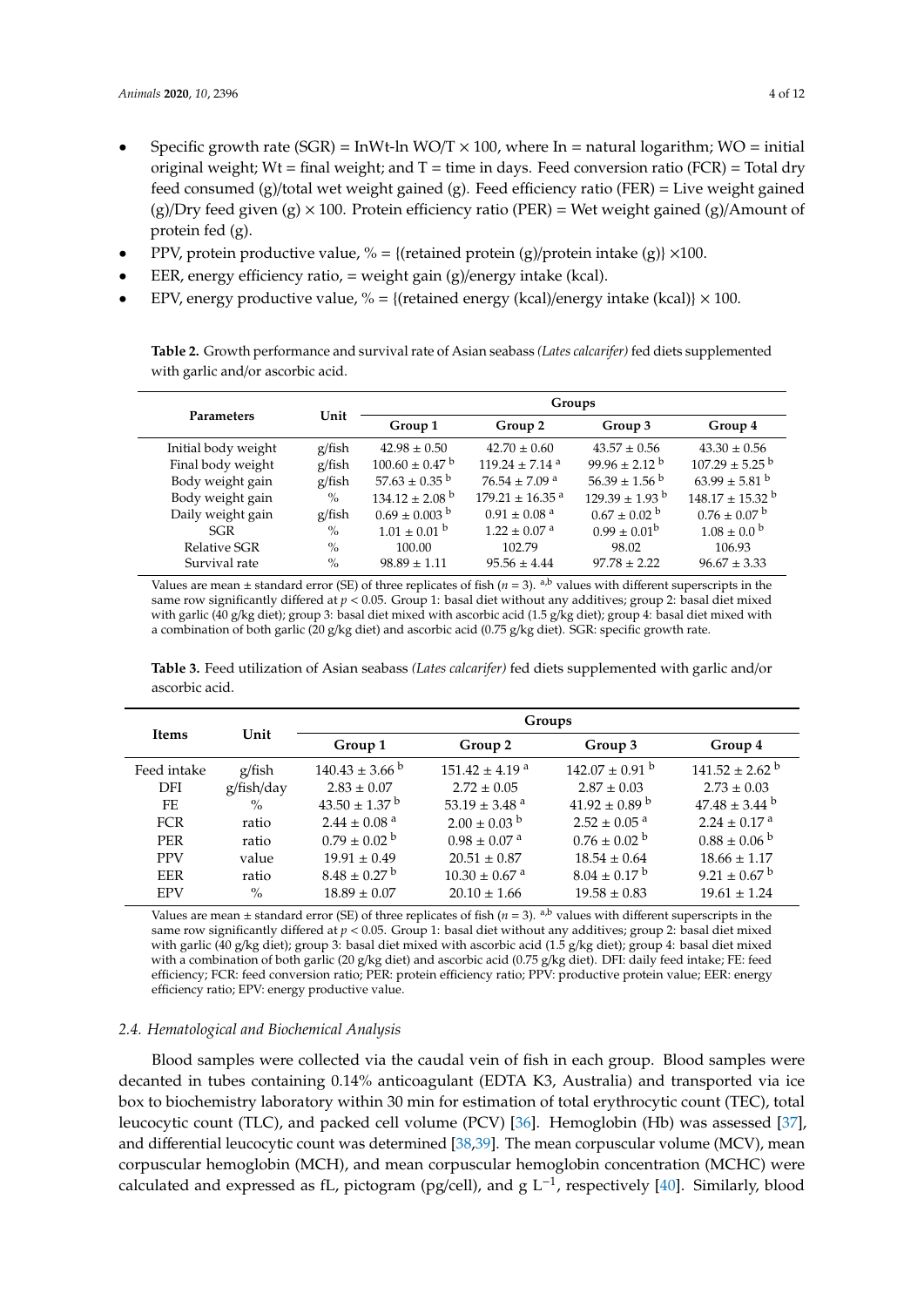- Specific growth rate (SGR) = InWt-ln WO/T × 100, where In = natural logarithm; WO = initial original weight; Wt = final weight; and T = time in days. Feed conversion ratio (FCR) = Total dry feed consumed (g)/total wet weight gained (g). Feed efficiency ratio (FER) = Live weight gained (g)/Dry feed given (g) × 100. Protein efficiency ratio (PER) = Wet weight gained (g)/Amount of protein fed (g).
- PPV, protein productive value, % = {(retained protein (g)/protein intake (g)} ×100.
- EER, energy efficiency ratio, = weight gain (g)/energy intake (kcal).
- EPV, energy productive value, % = {(retained energy (kcal)/energy intake (kcal)} × 100.

**Table 2.** Growth performance and survival rate of Asian seabass *(Lates calcarifer)* fed diets supplemented with garlic and/or ascorbic acid.

| Parameters | Unit | Groups | | | |
|---|---|---|---|---|---|
| | | Group 1 | Group 2 | Group 3 | Group 4 |
| Initial body weight | g/fish | 42.98 ± 0.50 | 42.70 ± 0.60 | 43.57 ± 0.56 | 43.30 ± 0.56 |
| Final body weight | g/fish | 100.60 ± 0.47 $^{b}$ | 119.24 ± 7.14 $^{a}$ | 99.96 ± 2.12 $^{b}$ | 107.29 ± 5.25 $^{b}$ |
| Body weight gain | g/fish | 57.63 ± 0.35 $^{b}$ | 76.54 ± 7.09 $^{a}$ | 56.39 ± 1.56 $^{b}$ | 63.99 ± 5.81 $^{b}$ |
| Body weight gain | % | 134.12 ± 2.08 $^{b}$ | 179.21 ± 16.35 $^{a}$ | 129.39 ± 1.93 $^{b}$ | 148.17 ± 15.32 $^{b}$ |
| Daily weight gain | g/fish | 0.69 ± 0.003 $^{b}$ | 0.91 ± 0.08 $^{a}$ | 0.67 ± 0.02 $^{b}$ | 0.76 ± 0.07 $^{b}$ |
| SGR | % | 1.01 ± 0.01 $^{b}$ | 1.22 ± 0.07 $^{a}$ | 0.99 ± 0.01$^{b}$ | 1.08 ± 0.0 $^{b}$ |
| Relative SGR | % | 100.00 | 102.79 | 98.02 | 106.93 |
| Survival rate | % | 98.89 ± 1.11 | 95.56 ± 4.44 | 97.78 ± 2.22 | 96.67 ± 3.33 |

Values are mean ± standard error (SE) of three replicates of fish ($n$ = 3). $^{a,b}$ values with different superscripts in the same row significantly differed at $p < 0.05$. Group 1: basal diet without any additives; group 2: basal diet mixed with garlic (40 g/kg diet); group 3: basal diet mixed with ascorbic acid (1.5 g/kg diet); group 4: basal diet mixed with a combination of both garlic (20 g/kg diet) and ascorbic acid (0.75 g/kg diet). SGR: specific growth rate.

**Table 3.** Feed utilization of Asian seabass *(Lates calcarifer)* fed diets supplemented with garlic and/or ascorbic acid.

| Items | Unit | Groups | | | |
|---|---|---|---|---|---|
| | | Group 1 | Group 2 | Group 3 | Group 4 |
| Feed intake | g/fish | 140.43 ± 3.66 $^{b}$ | 151.42 ± 4.19 $^{a}$ | 142.07 ± 0.91 $^{b}$ | 141.52 ± 2.62 $^{b}$ |
| DFI | g/fish/day | 2.83 ± 0.07 | 2.72 ± 0.05 | 2.87 ± 0.03 | 2.73 ± 0.03 |
| FE | % | 43.50 ± 1.37 $^{b}$ | 53.19 ± 3.48 $^{a}$ | 41.92 ± 0.89 $^{b}$ | 47.48 ± 3.44 $^{b}$ |
| FCR | ratio | 2.44 ± 0.08 $^{a}$ | 2.00 ± 0.03 $^{b}$ | 2.52 ± 0.05 $^{a}$ | 2.24 ± 0.17 $^{a}$ |
| PER | ratio | 0.79 ± 0.02 $^{b}$ | 0.98 ± 0.07 $^{a}$ | 0.76 ± 0.02 $^{b}$ | 0.88 ± 0.06 $^{b}$ |
| PPV | value | 19.91 ± 0.49 | 20.51 ± 0.87 | 18.54 ± 0.64 | 18.66 ± 1.17 |
| EER | ratio | 8.48 ± 0.27 $^{b}$ | 10.30 ± 0.67 $^{a}$ | 8.04 ± 0.17 $^{b}$ | 9.21 ± 0.67 $^{b}$ |
| EPV | % | 18.89 ± 0.07 | 20.10 ± 1.66 | 19.58 ± 0.83 | 19.61 ± 1.24 |

Values are mean ± standard error (SE) of three replicates of fish ($n$ = 3). $^{a,b}$ values with different superscripts in the same row significantly differed at $p < 0.05$. Group 1: basal diet without any additives; group 2: basal diet mixed with garlic (40 g/kg diet); group 3: basal diet mixed with ascorbic acid (1.5 g/kg diet); group 4: basal diet mixed with a combination of both garlic (20 g/kg diet) and ascorbic acid (0.75 g/kg diet). DFI: daily feed intake; FE: feed efficiency; FCR: feed conversion ratio; PER: protein efficiency ratio; PPV: productive protein value; EER: energy efficiency ratio; EPV: energy productive value.

### 2.4. Hematological and Biochemical Analysis

Blood samples were collected via the caudal vein of fish in each group. Blood samples were decanted in tubes containing 0.14% anticoagulant (EDTA K3, Australia) and transported via ice box to biochemistry laboratory within 30 min for estimation of total erythrocytic count (TEC), total leucocytic count (TLC), and packed cell volume (PCV) [36]. Hemoglobin (Hb) was assessed [37], and differential leucocytic count was determined [38,39]. The mean corpuscular volume (MCV), mean corpuscular hemoglobin (MCH), and mean corpuscular hemoglobin concentration (MCHC) were calculated and expressed as fL, pictogram (pg/cell), and g $L^{-1}$, respectively [40]. Similarly, blood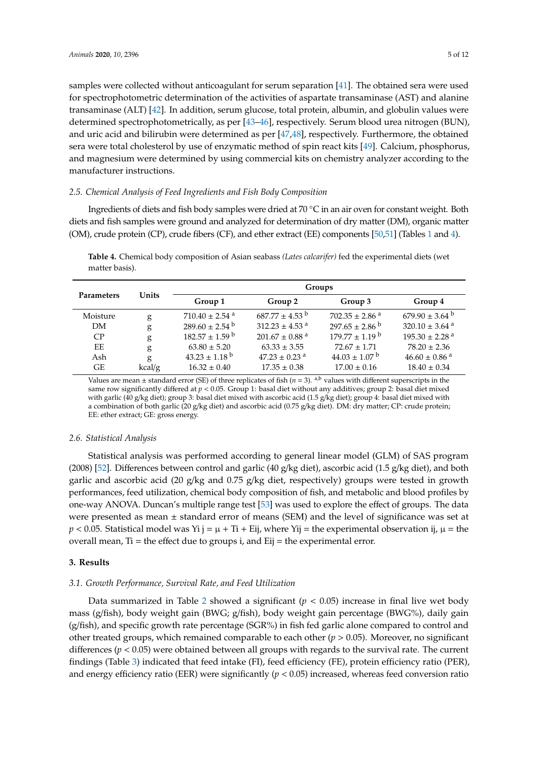samples were collected without anticoagulant for serum separation [41]. The obtained sera were used for spectrophotometric determination of the activities of aspartate transaminase (AST) and alanine transaminase (ALT) [42]. In addition, serum glucose, total protein, albumin, and globulin values were determined spectrophotometrically, as per [43–46], respectively. Serum blood urea nitrogen (BUN), and uric acid and bilirubin were determined as per [47,48], respectively. Furthermore, the obtained sera were total cholesterol by use of enzymatic method of spin react kits [49]. Calcium, phosphorus, and magnesium were determined by using commercial kits on chemistry analyzer according to the manufacturer instructions.

### 2.5. Chemical Analysis of Feed Ingredients and Fish Body Composition

Ingredients of diets and fish body samples were dried at 70 °C in an air oven for constant weight. Both diets and fish samples were ground and analyzed for determination of dry matter (DM), organic matter (OM), crude protein (CP), crude fibers (CF), and ether extract (EE) components [50,51] (Tables 1 and 4).

**Table 4.** Chemical body composition of Asian seabass *(Lates calcarifer)* fed the experimental diets (wet matter basis).

| Parameters | Units | Groups | | | |
|---|---|---|---|---|---|
| | | Group 1 | Group 2 | Group 3 | Group 4 |
| Moisture | g | 710.40 ± 2.54 [a] | 687.77 ± 4.53 [b] | 702.35 ± 2.86 [a] | 679.90 ± 3.64 [b] |
| DM | g | 289.60 ± 2.54 [b] | 312.23 ± 4.53 [a] | 297.65 ± 2.86 [b] | 320.10 ± 3.64 [a] |
| CP | g | 182.57 ± 1.59 [b] | 201.67 ± 0.88 [a] | 179.77 ± 1.19 [b] | 195.30 ± 2.28 [a] |
| EE | g | 63.80 ± 5.20 | 63.33 ± 3.55 | 72.67 ± 1.71 | 78.20 ± 2.36 |
| Ash | g | 43.23 ± 1.18 [b] | 47.23 ± 0.23 [a] | 44.03 ± 1.07 [b] | 46.60 ± 0.86 [a] |
| GE | kcal/g | 16.32 ± 0.40 | 17.35 ± 0.38 | 17.00 ± 0.16 | 18.40 ± 0.34 |

Values are mean ± standard error (SE) of three replicates of fish ($n = 3$). [a,b] values with different superscripts in the same row significantly differed at $p < 0.05$. Group 1: basal diet without any additives; group 2: basal diet mixed with garlic (40 g/kg diet); group 3: basal diet mixed with ascorbic acid (1.5 g/kg diet); group 4: basal diet mixed with a combination of both garlic (20 g/kg diet) and ascorbic acid (0.75 g/kg diet). DM: dry matter; CP: crude protein; EE: ether extract; GE: gross energy.

### 2.6. Statistical Analysis

Statistical analysis was performed according to general linear model (GLM) of SAS program (2008) [52]. Differences between control and garlic (40 g/kg diet), ascorbic acid (1.5 g/kg diet), and both garlic and ascorbic acid (20 g/kg and 0.75 g/kg diet, respectively) groups were tested in growth performances, feed utilization, chemical body composition of fish, and metabolic and blood profiles by one-way ANOVA. Duncan's multiple range test [53] was used to explore the effect of groups. The data were presented as mean ± standard error of means (SEM) and the level of significance was set at $p < 0.05$. Statistical model was $Y_{ij} = \mu + T_i + E_{ij}$, where $Y_{ij}$ = the experimental observation ij, $\mu$ = the overall mean, $T_i$ = the effect due to groups i, and $E_{ij}$ = the experimental error.

## 3. Results

### 3.1. Growth Performance, Survival Rate, and Feed Utilization

Data summarized in Table 2 showed a significant ($p < 0.05$) increase in final live wet body mass (g/fish), body weight gain (BWG; g/fish), body weight gain percentage (BWG%), daily gain (g/fish), and specific growth rate percentage (SGR%) in fish fed garlic alone compared to control and other treated groups, which remained comparable to each other ($p > 0.05$). Moreover, no significant differences ($p < 0.05$) were obtained between all groups with regards to the survival rate. The current findings (Table 3) indicated that feed intake (FI), feed efficiency (FE), protein efficiency ratio (PER), and energy efficiency ratio (EER) were significantly ($p < 0.05$) increased, whereas feed conversion ratio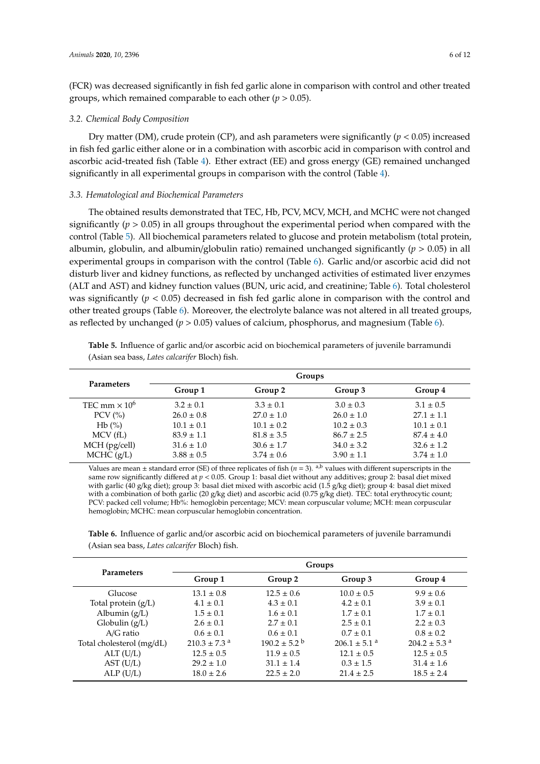(FCR) was decreased significantly in fish fed garlic alone in comparison with control and other treated groups, which remained comparable to each other ($p > 0.05$).

### 3.2. Chemical Body Composition

Dry matter (DM), crude protein (CP), and ash parameters were significantly ($p < 0.05$) increased in fish fed garlic either alone or in a combination with ascorbic acid in comparison with control and ascorbic acid-treated fish (Table 4). Ether extract (EE) and gross energy (GE) remained unchanged significantly in all experimental groups in comparison with the control (Table 4).

### 3.3. Hematological and Biochemical Parameters

The obtained results demonstrated that TEC, Hb, PCV, MCV, MCH, and MCHC were not changed significantly ($p > 0.05$) in all groups throughout the experimental period when compared with the control (Table 5). All biochemical parameters related to glucose and protein metabolism (total protein, albumin, globulin, and albumin/globulin ratio) remained unchanged significantly ($p > 0.05$) in all experimental groups in comparison with the control (Table 6). Garlic and/or ascorbic acid did not disturb liver and kidney functions, as reflected by unchanged activities of estimated liver enzymes (ALT and AST) and kidney function values (BUN, uric acid, and creatinine; Table 6). Total cholesterol was significantly ($p < 0.05$) decreased in fish fed garlic alone in comparison with the control and other treated groups (Table 6). Moreover, the electrolyte balance was not altered in all treated groups, as reflected by unchanged ($p > 0.05$) values of calcium, phosphorus, and magnesium (Table 6).

**Table 5.** Influence of garlic and/or ascorbic acid on biochemical parameters of juvenile barramundi (Asian sea bass, *Lates calcarifer* Bloch) fish.

| Parameters | Groups | | | |
|---|---|---|---|---|
| | Group 1 | Group 2 | Group 3 | Group 4 |
| TEC mm $\times 10^6$ | 3.2 ± 0.1 | 3.3 ± 0.1 | 3.0 ± 0.3 | 3.1 ± 0.5 |
| PCV (%) | 26.0 ± 0.8 | 27.0 ± 1.0 | 26.0 ± 1.0 | 27.1 ± 1.1 |
| Hb (%) | 10.1 ± 0.1 | 10.1 ± 0.2 | 10.2 ± 0.3 | 10.1 ± 0.1 |
| MCV (fL) | 83.9 ± 1.1 | 81.8 ± 3.5 | 86.7 ± 2.5 | 87.4 ± 4.0 |
| MCH (pg/cell) | 31.6 ± 1.0 | 30.6 ± 1.7 | 34.0 ± 3.2 | 32.6 ± 1.2 |
| MCHC (g/L) | 3.88 ± 0.5 | 3.74 ± 0.6 | 3.90 ± 1.1 | 3.74 ± 1.0 |

Values are mean ± standard error (SE) of three replicates of fish ($n = 3$). [a,b] values with different superscripts in the same row significantly differed at $p < 0.05$. Group 1: basal diet without any additives; group 2: basal diet mixed with garlic (40 g/kg diet); group 3: basal diet mixed with ascorbic acid (1.5 g/kg diet); group 4: basal diet mixed with a combination of both garlic (20 g/kg diet) and ascorbic acid (0.75 g/kg diet). TEC: total erythrocytic count; PCV: packed cell volume; Hb%: hemoglobin percentage; MCV: mean corpuscular volume; MCH: mean corpuscular hemoglobin; MCHC: mean corpuscular hemoglobin concentration.

**Table 6.** Influence of garlic and/or ascorbic acid on biochemical parameters of juvenile barramundi (Asian sea bass, *Lates calcarifer* Bloch) fish.

| Parameters | Groups | | | |
|---|---|---|---|---|
| | Group 1 | Group 2 | Group 3 | Group 4 |
| Glucose | 13.1 ± 0.8 | 12.5 ± 0.6 | 10.0 ± 0.5 | 9.9 ± 0.6 |
| Total protein (g/L) | 4.1 ± 0.1 | 4.3 ± 0.1 | 4.2 ± 0.1 | 3.9 ± 0.1 |
| Albumin (g/L) | 1.5 ± 0.1 | 1.6 ± 0.1 | 1.7 ± 0.1 | 1.7 ± 0.1 |
| Globulin (g/L) | 2.6 ± 0.1 | 2.7 ± 0.1 | 2.5 ± 0.1 | 2.2 ± 0.3 |
| A/G ratio | 0.6 ± 0.1 | 0.6 ± 0.1 | 0.7 ± 0.1 | 0.8 ± 0.2 |
| Total cholesterol (mg/dL) | 210.3 ± 7.3 [a] | 190.2 ± 5.2 [b] | 206.1 ± 5.1 [a] | 204.2 ± 5.3 [a] |
| ALT (U/L) | 12.5 ± 0.5 | 11.9 ± 0.5 | 12.1 ± 0.5 | 12.5 ± 0.5 |
| AST (U/L) | 29.2 ± 1.0 | 31.1 ± 1.4 | 0.3 ± 1.5 | 31.4 ± 1.6 |
| ALP (U/L) | 18.0 ± 2.6 | 22.5 ± 2.0 | 21.4 ± 2.5 | 18.5 ± 2.4 |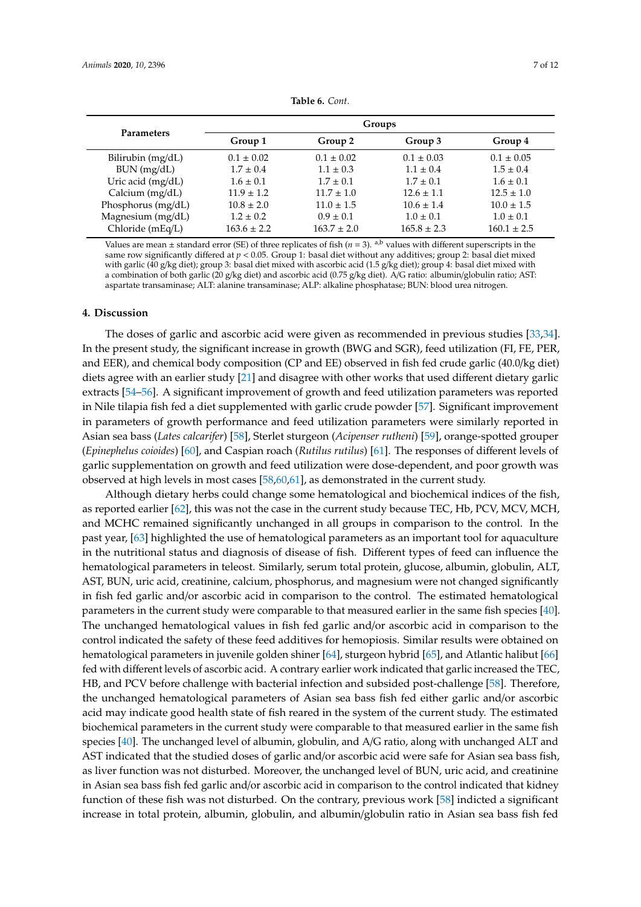**Table 6.** *Cont.*

| Parameters | Groups | | | |
|---|---|---|---|---|
| | Group 1 | Group 2 | Group 3 | Group 4 |
| Bilirubin (mg/dL) | 0.1 ± 0.02 | 0.1 ± 0.02 | 0.1 ± 0.03 | 0.1 ± 0.05 |
| BUN (mg/dL) | 1.7 ± 0.4 | 1.1 ± 0.3 | 1.1 ± 0.4 | 1.5 ± 0.4 |
| Uric acid (mg/dL) | 1.6 ± 0.1 | 1.7 ± 0.1 | 1.7 ± 0.1 | 1.6 ± 0.1 |
| Calcium (mg/dL) | 11.9 ± 1.2 | 11.7 ± 1.0 | 12.6 ± 1.1 | 12.5 ± 1.0 |
| Phosphorus (mg/dL) | 10.8 ± 2.0 | 11.0 ± 1.5 | 10.6 ± 1.4 | 10.0 ± 1.5 |
| Magnesium (mg/dL) | 1.2 ± 0.2 | 0.9 ± 0.1 | 1.0 ± 0.1 | 1.0 ± 0.1 |
| Chloride (mEq/L) | 163.6 ± 2.2 | 163.7 ± 2.0 | 165.8 ± 2.3 | 160.1 ± 2.5 |

Values are mean ± standard error (SE) of three replicates of fish ($n = 3$). [a,b] values with different superscripts in the same row significantly differed at $p < 0.05$. Group 1: basal diet without any additives; group 2: basal diet mixed with garlic (40 g/kg diet); group 3: basal diet mixed with ascorbic acid (1.5 g/kg diet); group 4: basal diet mixed with a combination of both garlic (20 g/kg diet) and ascorbic acid (0.75 g/kg diet). A/G ratio: albumin/globulin ratio; AST: aspartate transaminase; ALT: alanine transaminase; ALP: alkaline phosphatase; BUN: blood urea nitrogen.

## 4. Discussion

The doses of garlic and ascorbic acid were given as recommended in previous studies [33,34]. In the present study, the significant increase in growth (BWG and SGR), feed utilization (FI, FE, PER, and EER), and chemical body composition (CP and EE) observed in fish fed crude garlic (40.0/kg diet) diets agree with an earlier study [21] and disagree with other works that used different dietary garlic extracts [54–56]. A significant improvement of growth and feed utilization parameters was reported in Nile tilapia fish fed a diet supplemented with garlic crude powder [57]. Significant improvement in parameters of growth performance and feed utilization parameters were similarly reported in Asian sea bass (*Lates calcarifer*) [58], Sterlet sturgeon (*Acipenser rutheni*) [59], orange-spotted grouper (*Epinephelus coioides*) [60], and Caspian roach (*Rutilus rutilus*) [61]. The responses of different levels of garlic supplementation on growth and feed utilization were dose-dependent, and poor growth was observed at high levels in most cases [58,60,61], as demonstrated in the current study.

Although dietary herbs could change some hematological and biochemical indices of the fish, as reported earlier [62], this was not the case in the current study because TEC, Hb, PCV, MCV, MCH, and MCHC remained significantly unchanged in all groups in comparison to the control. In the past year, [63] highlighted the use of hematological parameters as an important tool for aquaculture in the nutritional status and diagnosis of disease of fish. Different types of feed can influence the hematological parameters in teleost. Similarly, serum total protein, glucose, albumin, globulin, ALT, AST, BUN, uric acid, creatinine, calcium, phosphorus, and magnesium were not changed significantly in fish fed garlic and/or ascorbic acid in comparison to the control. The estimated hematological parameters in the current study were comparable to that measured earlier in the same fish species [40]. The unchanged hematological values in fish fed garlic and/or ascorbic acid in comparison to the control indicated the safety of these feed additives for hemopiosis. Similar results were obtained on hematological parameters in juvenile golden shiner [64], sturgeon hybrid [65], and Atlantic halibut [66] fed with different levels of ascorbic acid. A contrary earlier work indicated that garlic increased the TEC, HB, and PCV before challenge with bacterial infection and subsided post-challenge [58]. Therefore, the unchanged hematological parameters of Asian sea bass fish fed either garlic and/or ascorbic acid may indicate good health state of fish reared in the system of the current study. The estimated biochemical parameters in the current study were comparable to that measured earlier in the same fish species [40]. The unchanged level of albumin, globulin, and A/G ratio, along with unchanged ALT and AST indicated that the studied doses of garlic and/or ascorbic acid were safe for Asian sea bass fish, as liver function was not disturbed. Moreover, the unchanged level of BUN, uric acid, and creatinine in Asian sea bass fish fed garlic and/or ascorbic acid in comparison to the control indicated that kidney function of these fish was not disturbed. On the contrary, previous work [58] indicted a significant increase in total protein, albumin, globulin, and albumin/globulin ratio in Asian sea bass fish fed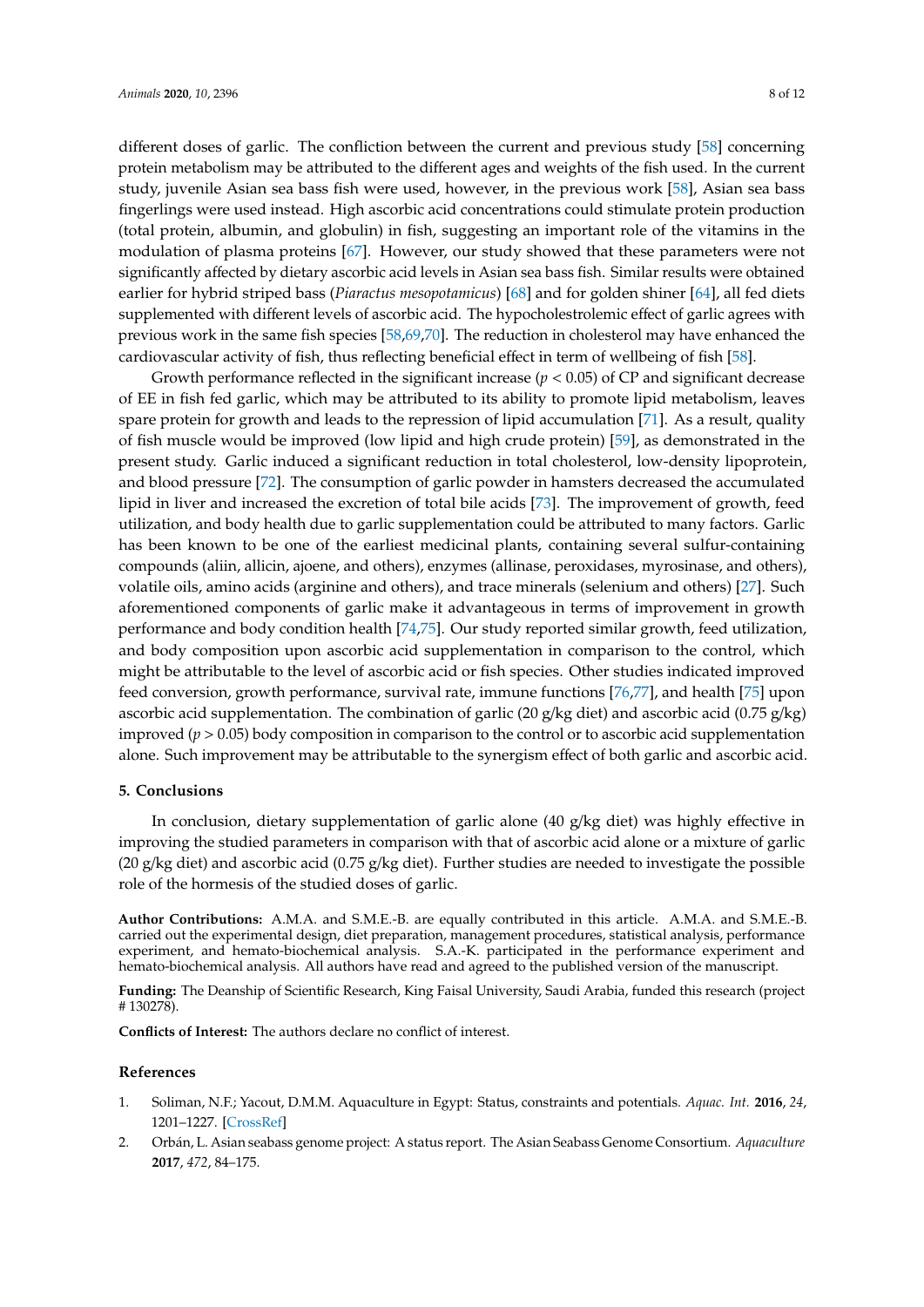different doses of garlic. The confliction between the current and previous study [58] concerning protein metabolism may be attributed to the different ages and weights of the fish used. In the current study, juvenile Asian sea bass fish were used, however, in the previous work [58], Asian sea bass fingerlings were used instead. High ascorbic acid concentrations could stimulate protein production (total protein, albumin, and globulin) in fish, suggesting an important role of the vitamins in the modulation of plasma proteins [67]. However, our study showed that these parameters were not significantly affected by dietary ascorbic acid levels in Asian sea bass fish. Similar results were obtained earlier for hybrid striped bass (*Piaractus mesopotamicus*) [68] and for golden shiner [64], all fed diets supplemented with different levels of ascorbic acid. The hypocholestrolemic effect of garlic agrees with previous work in the same fish species [58,69,70]. The reduction in cholesterol may have enhanced the cardiovascular activity of fish, thus reflecting beneficial effect in term of wellbeing of fish [58].

Growth performance reflected in the significant increase ($p < 0.05$) of CP and significant decrease of EE in fish fed garlic, which may be attributed to its ability to promote lipid metabolism, leaves spare protein for growth and leads to the repression of lipid accumulation [71]. As a result, quality of fish muscle would be improved (low lipid and high crude protein) [59], as demonstrated in the present study. Garlic induced a significant reduction in total cholesterol, low-density lipoprotein, and blood pressure [72]. The consumption of garlic powder in hamsters decreased the accumulated lipid in liver and increased the excretion of total bile acids [73]. The improvement of growth, feed utilization, and body health due to garlic supplementation could be attributed to many factors. Garlic has been known to be one of the earliest medicinal plants, containing several sulfur-containing compounds (aliin, allicin, ajoene, and others), enzymes (allinase, peroxidases, myrosinase, and others), volatile oils, amino acids (arginine and others), and trace minerals (selenium and others) [27]. Such aforementioned components of garlic make it advantageous in terms of improvement in growth performance and body condition health [74,75]. Our study reported similar growth, feed utilization, and body composition upon ascorbic acid supplementation in comparison to the control, which might be attributable to the level of ascorbic acid or fish species. Other studies indicated improved feed conversion, growth performance, survival rate, immune functions [76,77], and health [75] upon ascorbic acid supplementation. The combination of garlic (20 g/kg diet) and ascorbic acid (0.75 g/kg) improved ($p > 0.05$) body composition in comparison to the control or to ascorbic acid supplementation alone. Such improvement may be attributable to the synergism effect of both garlic and ascorbic acid.

## 5. Conclusions

In conclusion, dietary supplementation of garlic alone (40 g/kg diet) was highly effective in improving the studied parameters in comparison with that of ascorbic acid alone or a mixture of garlic (20 g/kg diet) and ascorbic acid (0.75 g/kg diet). Further studies are needed to investigate the possible role of the hormesis of the studied doses of garlic.

**Author Contributions:** A.M.A. and S.M.E.-B. are equally contributed in this article. A.M.A. and S.M.E.-B. carried out the experimental design, diet preparation, management procedures, statistical analysis, performance experiment, and hemato-biochemical analysis. S.A.-K. participated in the performance experiment and hemato-biochemical analysis. All authors have read and agreed to the published version of the manuscript.

**Funding:** The Deanship of Scientific Research, King Faisal University, Saudi Arabia, funded this research (project # 130278).

**Conflicts of Interest:** The authors declare no conflict of interest.

## References

1. Soliman, N.F.; Yacout, D.M.M. Aquaculture in Egypt: Status, constraints and potentials. *Aquac. Int.* **2016**, *24*, 1201–1227. [CrossRef]
2. Orbán, L. Asian seabass genome project: A status report. The Asian Seabass Genome Consortium. *Aquaculture* **2017**, *472*, 84–175.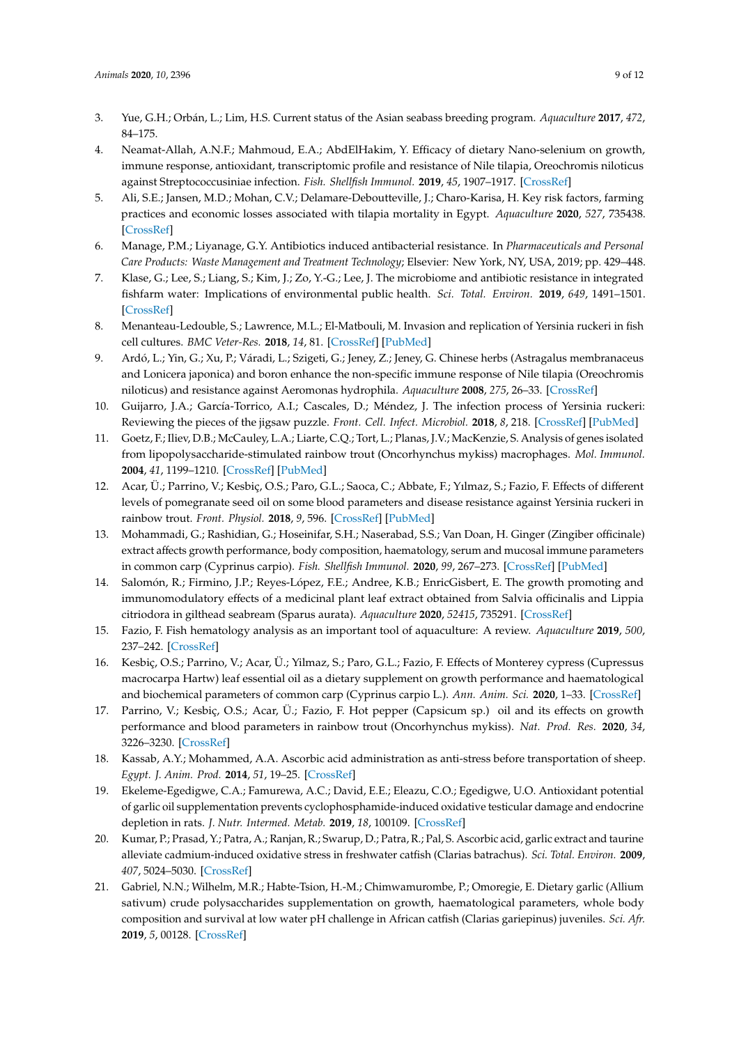3. Yue, G.H.; Orbán, L.; Lim, H.S. Current status of the Asian seabass breeding program. *Aquaculture* **2017**, *472*, 84–175.
4. Neamat-Allah, A.N.F.; Mahmoud, E.A.; AbdElHakim, Y. Efficacy of dietary Nano-selenium on growth, immune response, antioxidant, transcriptomic profile and resistance of Nile tilapia, Oreochromis niloticus against Streptococcusiniae infection. *Fish. Shellfish Immunol.* **2019**, *45*, 1907–1917. [CrossRef]
5. Ali, S.E.; Jansen, M.D.; Mohan, C.V.; Delamare-Deboutteville, J.; Charo-Karisa, H. Key risk factors, farming practices and economic losses associated with tilapia mortality in Egypt. *Aquaculture* **2020**, *527*, 735438. [CrossRef]
6. Manage, P.M.; Liyanage, G.Y. Antibiotics induced antibacterial resistance. In *Pharmaceuticals and Personal Care Products: Waste Management and Treatment Technology*; Elsevier: New York, NY, USA, 2019; pp. 429–448.
7. Klase, G.; Lee, S.; Liang, S.; Kim, J.; Zo, Y.-G.; Lee, J. The microbiome and antibiotic resistance in integrated fishfarm water: Implications of environmental public health. *Sci. Total. Environ.* **2019**, *649*, 1491–1501. [CrossRef]
8. Menanteau-Ledouble, S.; Lawrence, M.L.; El-Matbouli, M. Invasion and replication of Yersinia ruckeri in fish cell cultures. *BMC Veter-Res.* **2018**, *14*, 81. [CrossRef] [PubMed]
9. Ardó, L.; Yin, G.; Xu, P.; Váradi, L.; Szigeti, G.; Jeney, Z.; Jeney, G. Chinese herbs (Astragalus membranaceus and Lonicera japonica) and boron enhance the non-specific immune response of Nile tilapia (Oreochromis niloticus) and resistance against Aeromonas hydrophila. *Aquaculture* **2008**, *275*, 26–33. [CrossRef]
10. Guijarro, J.A.; García-Torrico, A.I.; Cascales, D.; Méndez, J. The infection process of Yersinia ruckeri: Reviewing the pieces of the jigsaw puzzle. *Front. Cell. Infect. Microbiol.* **2018**, *8*, 218. [CrossRef] [PubMed]
11. Goetz, F.; Iliev, D.B.; McCauley, L.A.; Liarte, C.Q.; Tort, L.; Planas, J.V.; MacKenzie, S. Analysis of genes isolated from lipopolysaccharide-stimulated rainbow trout (Oncorhynchus mykiss) macrophages. *Mol. Immunol.* **2004**, *41*, 1199–1210. [CrossRef] [PubMed]
12. Acar, Ü.; Parrino, V.; Kesbiç, O.S.; Paro, G.L.; Saoca, C.; Abbate, F.; Yılmaz, S.; Fazio, F. Effects of different levels of pomegranate seed oil on some blood parameters and disease resistance against Yersinia ruckeri in rainbow trout. *Front. Physiol.* **2018**, *9*, 596. [CrossRef] [PubMed]
13. Mohammadi, G.; Rashidian, G.; Hoseinifar, S.H.; Naserabad, S.S.; Van Doan, H. Ginger (Zingiber officinale) extract affects growth performance, body composition, haematology, serum and mucosal immune parameters in common carp (Cyprinus carpio). *Fish. Shellfish Immunol.* **2020**, *99*, 267–273. [CrossRef] [PubMed]
14. Salomón, R.; Firmino, J.P.; Reyes-López, F.E.; Andree, K.B.; EnricGisbert, E. The growth promoting and immunomodulatory effects of a medicinal plant leaf extract obtained from Salvia officinalis and Lippia citriodora in gilthead seabream (Sparus aurata). *Aquaculture* **2020**, *52415*, 735291. [CrossRef]
15. Fazio, F. Fish hematology analysis as an important tool of aquaculture: A review. *Aquaculture* **2019**, *500*, 237–242. [CrossRef]
16. Kesbiç, O.S.; Parrino, V.; Acar, Ü.; Yilmaz, S.; Paro, G.L.; Fazio, F. Effects of Monterey cypress (Cupressus macrocarpa Hartw) leaf essential oil as a dietary supplement on growth performance and haematological and biochemical parameters of common carp (Cyprinus carpio L.). *Ann. Anim. Sci.* **2020**, 1–33. [CrossRef]
17. Parrino, V.; Kesbiç, O.S.; Acar, Ü.; Fazio, F. Hot pepper (Capsicum sp.) oil and its effects on growth performance and blood parameters in rainbow trout (Oncorhynchus mykiss). *Nat. Prod. Res.* **2020**, *34*, 3226–3230. [CrossRef]
18. Kassab, A.Y.; Mohammed, A.A. Ascorbic acid administration as anti-stress before transportation of sheep. *Egypt. J. Anim. Prod.* **2014**, *51*, 19–25. [CrossRef]
19. Ekeleme-Egedigwe, C.A.; Famurewa, A.C.; David, E.E.; Eleazu, C.O.; Egedigwe, U.O. Antioxidant potential of garlic oil supplementation prevents cyclophosphamide-induced oxidative testicular damage and endocrine depletion in rats. *J. Nutr. Intermed. Metab.* **2019**, *18*, 100109. [CrossRef]
20. Kumar, P.; Prasad, Y.; Patra, A.; Ranjan, R.; Swarup, D.; Patra, R.; Pal, S. Ascorbic acid, garlic extract and taurine alleviate cadmium-induced oxidative stress in freshwater catfish (Clarias batrachus). *Sci. Total. Environ.* **2009**, *407*, 5024–5030. [CrossRef]
21. Gabriel, N.N.; Wilhelm, M.R.; Habte-Tsion, H.-M.; Chimwamurombe, P.; Omoregie, E. Dietary garlic (Allium sativum) crude polysaccharides supplementation on growth, haematological parameters, whole body composition and survival at low water pH challenge in African catfish (Clarias gariepinus) juveniles. *Sci. Afr.* **2019**, *5*, 00128. [CrossRef]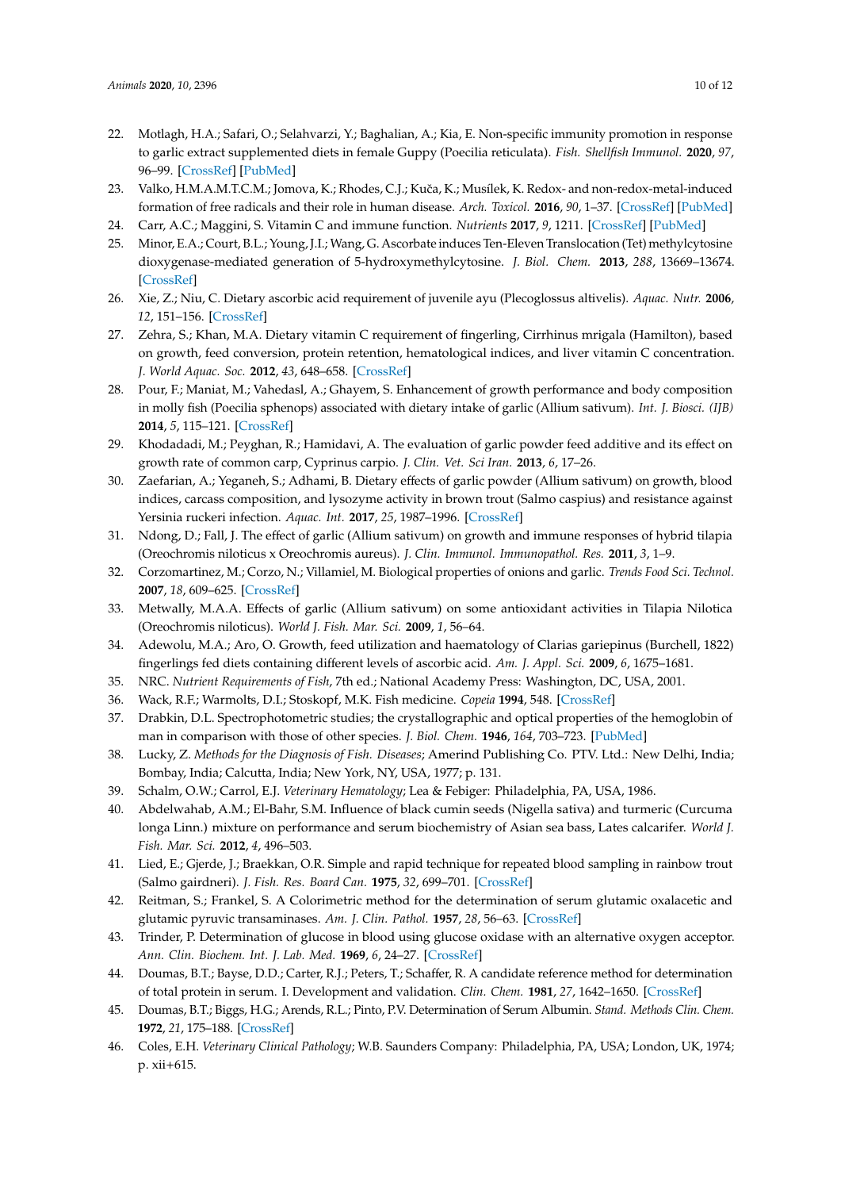22. Motlagh, H.A.; Safari, O.; Selahvarzi, Y.; Baghalian, A.; Kia, E. Non-specific immunity promotion in response to garlic extract supplemented diets in female Guppy (Poecilia reticulata). *Fish. Shellfish Immunol.* **2020**, *97*, 96–99. [CrossRef] [PubMed]
23. Valko, H.M.A.M.T.C.M.; Jomova, K.; Rhodes, C.J.; Kuča, K.; Musílek, K. Redox- and non-redox-metal-induced formation of free radicals and their role in human disease. *Arch. Toxicol.* **2016**, *90*, 1–37. [CrossRef] [PubMed]
24. Carr, A.C.; Maggini, S. Vitamin C and immune function. *Nutrients* **2017**, *9*, 1211. [CrossRef] [PubMed]
25. Minor, E.A.; Court, B.L.; Young, J.I.; Wang, G. Ascorbate induces Ten-Eleven Translocation (Tet) methylcytosine dioxygenase-mediated generation of 5-hydroxymethylcytosine. *J. Biol. Chem.* **2013**, *288*, 13669–13674. [CrossRef]
26. Xie, Z.; Niu, C. Dietary ascorbic acid requirement of juvenile ayu (Plecoglossus altivelis). *Aquac. Nutr.* **2006**, *12*, 151–156. [CrossRef]
27. Zehra, S.; Khan, M.A. Dietary vitamin C requirement of fingerling, Cirrhinus mrigala (Hamilton), based on growth, feed conversion, protein retention, hematological indices, and liver vitamin C concentration. *J. World Aquac. Soc.* **2012**, *43*, 648–658. [CrossRef]
28. Pour, F.; Maniat, M.; Vahedasl, A.; Ghayem, S. Enhancement of growth performance and body composition in molly fish (Poecilia sphenops) associated with dietary intake of garlic (Allium sativum). *Int. J. Biosci. (IJB)* **2014**, *5*, 115–121. [CrossRef]
29. Khodadadi, M.; Peyghan, R.; Hamidavi, A. The evaluation of garlic powder feed additive and its effect on growth rate of common carp, Cyprinus carpio. *J. Clin. Vet. Sci Iran.* **2013**, *6*, 17–26.
30. Zaefarian, A.; Yeganeh, S.; Adhami, B. Dietary effects of garlic powder (Allium sativum) on growth, blood indices, carcass composition, and lysozyme activity in brown trout (Salmo caspius) and resistance against Yersinia ruckeri infection. *Aquac. Int.* **2017**, *25*, 1987–1996. [CrossRef]
31. Ndong, D.; Fall, J. The effect of garlic (Allium sativum) on growth and immune responses of hybrid tilapia (Oreochromis niloticus x Oreochromis aureus). *J. Clin. Immunol. Immunopathol. Res.* **2011**, *3*, 1–9.
32. Corzomartinez, M.; Corzo, N.; Villamiel, M. Biological properties of onions and garlic. *Trends Food Sci. Technol.* **2007**, *18*, 609–625. [CrossRef]
33. Metwally, M.A.A. Effects of garlic (Allium sativum) on some antioxidant activities in Tilapia Nilotica (Oreochromis niloticus). *World J. Fish. Mar. Sci.* **2009**, *1*, 56–64.
34. Adewolu, M.A.; Aro, O. Growth, feed utilization and haematology of Clarias gariepinus (Burchell, 1822) fingerlings fed diets containing different levels of ascorbic acid. *Am. J. Appl. Sci.* **2009**, *6*, 1675–1681.
35. NRC. *Nutrient Requirements of Fish*, 7th ed.; National Academy Press: Washington, DC, USA, 2001.
36. Wack, R.F.; Warmolts, D.I.; Stoskopf, M.K. Fish medicine. *Copeia* **1994**, 548. [CrossRef]
37. Drabkin, D.L. Spectrophotometric studies; the crystallographic and optical properties of the hemoglobin of man in comparison with those of other species. *J. Biol. Chem.* **1946**, *164*, 703–723. [PubMed]
38. Lucky, Z. *Methods for the Diagnosis of Fish. Diseases*; Amerind Publishing Co. PTV. Ltd.: New Delhi, India; Bombay, India; Calcutta, India; New York, NY, USA, 1977; p. 131.
39. Schalm, O.W.; Carrol, E.J. *Veterinary Hematology*; Lea & Febiger: Philadelphia, PA, USA, 1986.
40. Abdelwahab, A.M.; El-Bahr, S.M. Influence of black cumin seeds (Nigella sativa) and turmeric (Curcuma longa Linn.) mixture on performance and serum biochemistry of Asian sea bass, Lates calcarifer. *World J. Fish. Mar. Sci.* **2012**, *4*, 496–503.
41. Lied, E.; Gjerde, J.; Braekkan, O.R. Simple and rapid technique for repeated blood sampling in rainbow trout (Salmo gairdneri). *J. Fish. Res. Board Can.* **1975**, *32*, 699–701. [CrossRef]
42. Reitman, S.; Frankel, S. A Colorimetric method for the determination of serum glutamic oxalacetic and glutamic pyruvic transaminases. *Am. J. Clin. Pathol.* **1957**, *28*, 56–63. [CrossRef]
43. Trinder, P. Determination of glucose in blood using glucose oxidase with an alternative oxygen acceptor. *Ann. Clin. Biochem. Int. J. Lab. Med.* **1969**, *6*, 24–27. [CrossRef]
44. Doumas, B.T.; Bayse, D.D.; Carter, R.J.; Peters, T.; Schaffer, R. A candidate reference method for determination of total protein in serum. I. Development and validation. *Clin. Chem.* **1981**, *27*, 1642–1650. [CrossRef]
45. Doumas, B.T.; Biggs, H.G.; Arends, R.L.; Pinto, P.V. Determination of Serum Albumin. *Stand. Methods Clin. Chem.* **1972**, *21*, 175–188. [CrossRef]
46. Coles, E.H. *Veterinary Clinical Pathology*; W.B. Saunders Company: Philadelphia, PA, USA; London, UK, 1974; p. xii+615.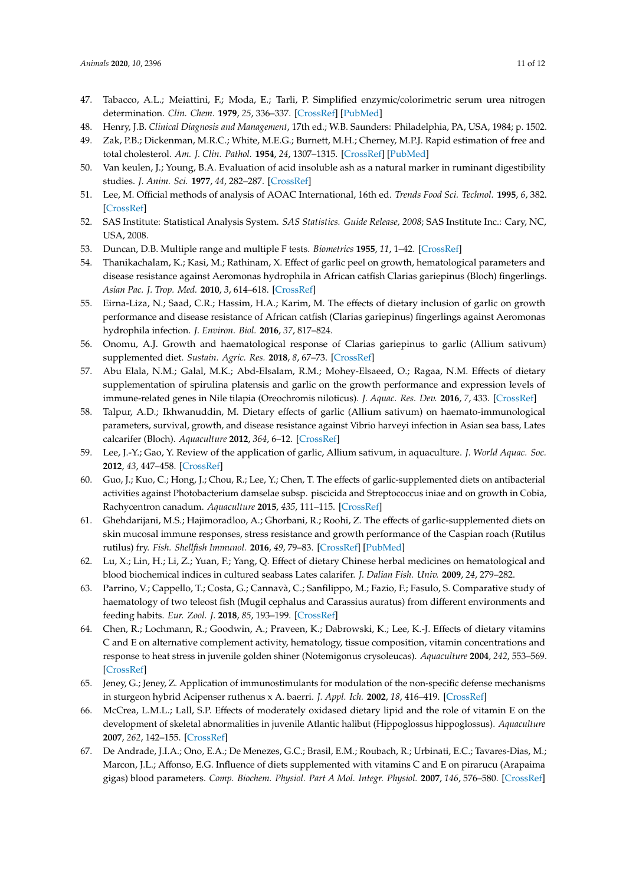47. Tabacco, A.L.; Meiattini, F.; Moda, E.; Tarli, P. Simplified enzymic/colorimetric serum urea nitrogen determination. *Clin. Chem.* **1979**, *25*, 336–337. [CrossRef] [PubMed]
48. Henry, J.B. *Clinical Diagnosis and Management*, 17th ed.; W.B. Saunders: Philadelphia, PA, USA, 1984; p. 1502.
49. Zak, P.B.; Dickenman, M.R.C.; White, M.E.G.; Burnett, M.H.; Cherney, M.P.J. Rapid estimation of free and total cholesterol. *Am. J. Clin. Pathol.* **1954**, *24*, 1307–1315. [CrossRef] [PubMed]
50. Van keulen, J.; Young, B.A. Evaluation of acid insoluble ash as a natural marker in ruminant digestibility studies. *J. Anim. Sci.* **1977**, *44*, 282–287. [CrossRef]
51. Lee, M. Official methods of analysis of AOAC International, 16th ed. *Trends Food Sci. Technol.* **1995**, *6*, 382. [CrossRef]
52. SAS Institute: Statistical Analysis System. *SAS Statistics. Guide Release, 2008*; SAS Institute Inc.: Cary, NC, USA, 2008.
53. Duncan, D.B. Multiple range and multiple F tests. *Biometrics* **1955**, *11*, 1–42. [CrossRef]
54. Thanikachalam, K.; Kasi, M.; Rathinam, X. Effect of garlic peel on growth, hematological parameters and disease resistance against Aeromonas hydrophila in African catfish Clarias gariepinus (Bloch) fingerlings. *Asian Pac. J. Trop. Med.* **2010**, *3*, 614–618. [CrossRef]
55. Eirna-Liza, N.; Saad, C.R.; Hassim, H.A.; Karim, M. The effects of dietary inclusion of garlic on growth performance and disease resistance of African catfish (Clarias gariepinus) fingerlings against Aeromonas hydrophila infection. *J. Environ. Biol.* **2016**, *37*, 817–824.
56. Onomu, A.J. Growth and haematological response of Clarias gariepinus to garlic (Allium sativum) supplemented diet. *Sustain. Agric. Res.* **2018**, *8*, 67–73. [CrossRef]
57. Abu Elala, N.M.; Galal, M.K.; Abd-Elsalam, R.M.; Mohey-Elsaeed, O.; Ragaa, N.M. Effects of dietary supplementation of spirulina platensis and garlic on the growth performance and expression levels of immune-related genes in Nile tilapia (Oreochromis niloticus). *J. Aquac. Res. Dev.* **2016**, *7*, 433. [CrossRef]
58. Talpur, A.D.; Ikhwanuddin, M. Dietary effects of garlic (Allium sativum) on haemato-immunological parameters, survival, growth, and disease resistance against Vibrio harveyi infection in Asian sea bass, Lates calcarifer (Bloch). *Aquaculture* **2012**, *364*, 6–12. [CrossRef]
59. Lee, J.-Y.; Gao, Y. Review of the application of garlic, Allium sativum, in aquaculture. *J. World Aquac. Soc.* **2012**, *43*, 447–458. [CrossRef]
60. Guo, J.; Kuo, C.; Hong, J.; Chou, R.; Lee, Y.; Chen, T. The effects of garlic-supplemented diets on antibacterial activities against Photobacterium damselae subsp. piscicida and Streptococcus iniae and on growth in Cobia, Rachycentron canadum. *Aquaculture* **2015**, *435*, 111–115. [CrossRef]
61. Ghehdarijani, M.S.; Hajimoradloo, A.; Ghorbani, R.; Roohi, Z. The effects of garlic-supplemented diets on skin mucosal immune responses, stress resistance and growth performance of the Caspian roach (Rutilus rutilus) fry. *Fish. Shellfish Immunol.* **2016**, *49*, 79–83. [CrossRef] [PubMed]
62. Lu, X.; Lin, H.; Li, Z.; Yuan, F.; Yang, Q. Effect of dietary Chinese herbal medicines on hematological and blood biochemical indices in cultured seabass Lates calarifer. *J. Dalian Fish. Univ.* **2009**, *24*, 279–282.
63. Parrino, V.; Cappello, T.; Costa, G.; Cannavà, C.; Sanfilippo, M.; Fazio, F.; Fasulo, S. Comparative study of haematology of two teleost fish (Mugil cephalus and Carassius auratus) from different environments and feeding habits. *Eur. Zool. J.* **2018**, *85*, 193–199. [CrossRef]
64. Chen, R.; Lochmann, R.; Goodwin, A.; Praveen, K.; Dabrowski, K.; Lee, K.-J. Effects of dietary vitamins C and E on alternative complement activity, hematology, tissue composition, vitamin concentrations and response to heat stress in juvenile golden shiner (Notemigonus crysoleucas). *Aquaculture* **2004**, *242*, 553–569. [CrossRef]
65. Jeney, G.; Jeney, Z. Application of immunostimulants for modulation of the non-specific defense mechanisms in sturgeon hybrid Acipenser ruthenus x A. baerri. *J. Appl. Ich.* **2002**, *18*, 416–419. [CrossRef]
66. McCrea, L.M.L.; Lall, S.P. Effects of moderately oxidased dietary lipid and the role of vitamin E on the development of skeletal abnormalities in juvenile Atlantic halibut (Hippoglossus hippoglossus). *Aquaculture* **2007**, *262*, 142–155. [CrossRef]
67. De Andrade, J.I.A.; Ono, E.A.; De Menezes, G.C.; Brasil, E.M.; Roubach, R.; Urbinati, E.C.; Tavares-Dias, M.; Marcon, J.L.; Affonso, E.G. Influence of diets supplemented with vitamins C and E on pirarucu (Arapaima gigas) blood parameters. *Comp. Biochem. Physiol. Part A Mol. Integr. Physiol.* **2007**, *146*, 576–580. [CrossRef]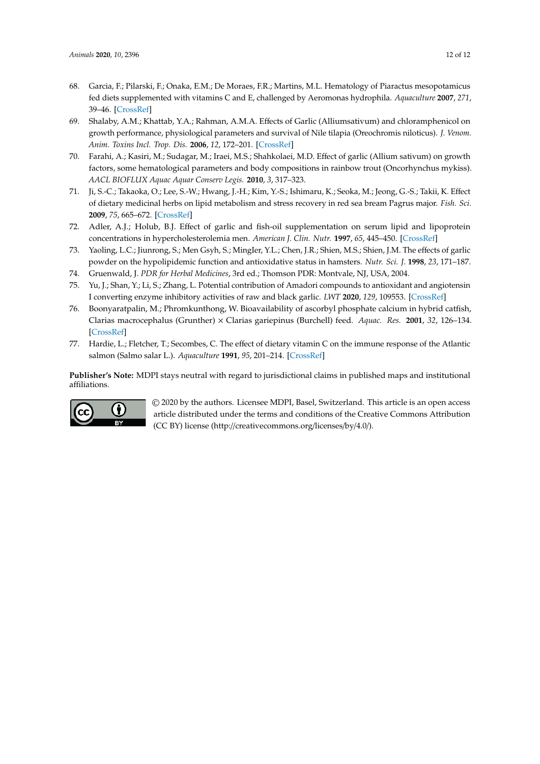68. Garcia, F.; Pilarski, F.; Onaka, E.M.; De Moraes, F.R.; Martins, M.L. Hematology of Piaractus mesopotamicus fed diets supplemented with vitamins C and E, challenged by Aeromonas hydrophila. *Aquaculture* **2007**, *271*, 39–46. [CrossRef]
69. Shalaby, A.M.; Khattab, Y.A.; Rahman, A.M.A. Effects of Garlic (Alliumsativum) and chloramphenicol on growth performance, physiological parameters and survival of Nile tilapia (Oreochromis niloticus). *J. Venom. Anim. Toxins Incl. Trop. Dis.* **2006**, *12*, 172–201. [CrossRef]
70. Farahi, A.; Kasiri, M.; Sudagar, M.; Iraei, M.S.; Shahkolaei, M.D. Effect of garlic (Allium sativum) on growth factors, some hematological parameters and body compositions in rainbow trout (Oncorhynchus mykiss). *AACL BIOFLUX Aquac Aquar Conserv Legis.* **2010**, *3*, 317–323.
71. Ji, S.-C.; Takaoka, O.; Lee, S.-W.; Hwang, J.-H.; Kim, Y.-S.; Ishimaru, K.; Seoka, M.; Jeong, G.-S.; Takii, K. Effect of dietary medicinal herbs on lipid metabolism and stress recovery in red sea bream Pagrus major. *Fish. Sci.* **2009**, *75*, 665–672. [CrossRef]
72. Adler, A.J.; Holub, B.J. Effect of garlic and fish-oil supplementation on serum lipid and lipoprotein concentrations in hypercholesterolemia men. *American J. Clin. Nutr.* **1997**, *65*, 445–450. [CrossRef]
73. Yaoling, L.C.; Jiunrong, S.; Men Gsyh, S.; MingIer, Y.L.; Chen, J.R.; Shien, M.S.; Shien, J.M. The effects of garlic powder on the hypolipidemic function and antioxidative status in hamsters. *Nutr. Sci. J.* **1998**, *23*, 171–187.
74. Gruenwald, J. *PDR for Herbal Medicines*, 3rd ed.; Thomson PDR: Montvale, NJ, USA, 2004.
75. Yu, J.; Shan, Y.; Li, S.; Zhang, L. Potential contribution of Amadori compounds to antioxidant and angiotensin I converting enzyme inhibitory activities of raw and black garlic. *LWT* **2020**, *129*, 109553. [CrossRef]
76. Boonyaratpalin, M.; Phromkunthong, W. Bioavailability of ascorbyl phosphate calcium in hybrid catfish, Clarias macrocephalus (Grunther) × Clarias gariepinus (Burchell) feed. *Aquac. Res.* **2001**, *32*, 126–134. [CrossRef]
77. Hardie, L.; Fletcher, T.; Secombes, C. The effect of dietary vitamin C on the immune response of the Atlantic salmon (Salmo salar L.). *Aquaculture* **1991**, *95*, 201–214. [CrossRef]

**Publisher's Note:** MDPI stays neutral with regard to jurisdictional claims in published maps and institutional affiliations.

© 2020 by the authors. Licensee MDPI, Basel, Switzerland. This article is an open access article distributed under the terms and conditions of the Creative Commons Attribution (CC BY) license (http://creativecommons.org/licenses/by/4.0/).